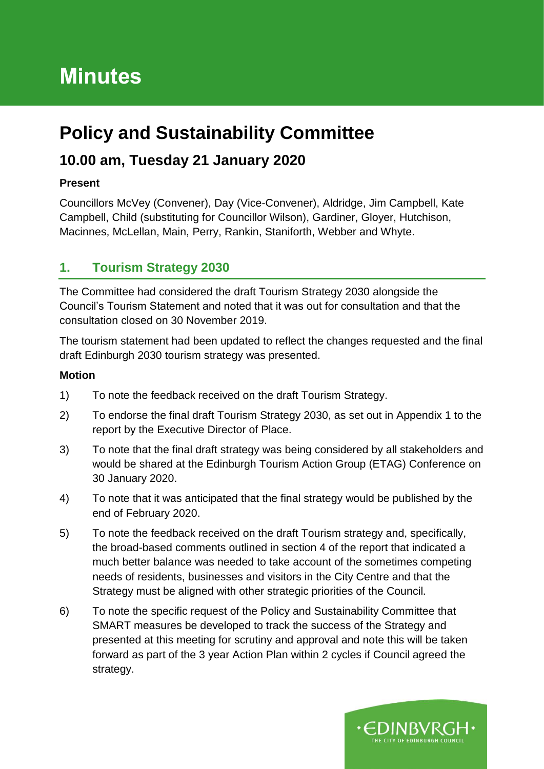# Minutes

## Policy and Sustainability Committee

### 10.00 am, Tuesday 21 January 2020

**Present**

Councillors McVey (Convener), Day (Vice-Convener), Aldridge, Jim Campbell, Kate Campbell, Child (substituting for Councillor Wilson), Gardiner, Gloyer, Hutchison, Macinnes, McLellan, Main, Perry, Rankin, Staniforth, Webber and Whyte.

### 1. Tourism Strategy 2030

The Committee had considered the draft Tourism Strategy 2030 alongside the Council's Tourism Statement and noted that it was out for consultation and that the consultation closed on 30 November 2019.

The tourism statement had been updated to reflect the changes requested and the final draft Edinburgh 2030 tourism strategy was presented.

**Motion**

1) To note the feedback received on the draft Tourism Strategy.

2) To endorse the final draft Tourism Strategy 2030, as set out in Appendix 1 to the report by the Executive Director of Place.

3) To note that the final draft strategy was being considered by all stakeholders and would be shared at the Edinburgh Tourism Action Group (ETAG) Conference on 30 January 2020.

4) To note that it was anticipated that the final strategy would be published by the end of February 2020.

5) To note the feedback received on the draft Tourism strategy and, specifically, the broad-based comments outlined in section 4 of the report that indicated a much better balance was needed to take account of the sometimes competing needs of residents, businesses and visitors in the City Centre and that the Strategy must be aligned with other strategic priorities of the Council.

6) To note the specific request of the Policy and Sustainability Committee that SMART measures be developed to track the success of the Strategy and presented at this meeting for scrutiny and approval and note this will be taken forward as part of the 3 year Action Plan within 2 cycles if Council agreed the strategy.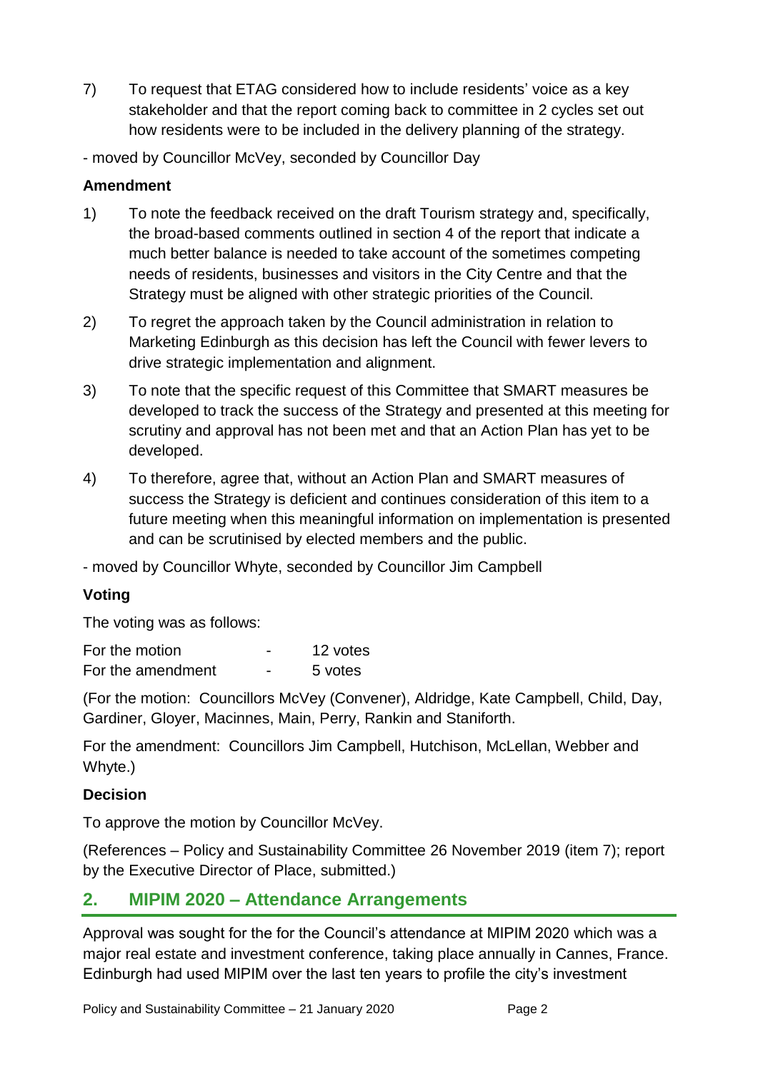7) To request that ETAG considered how to include residents' voice as a key stakeholder and that the report coming back to committee in 2 cycles set out how residents were to be included in the delivery planning of the strategy.

- moved by Councillor McVey, seconded by Councillor Day

**Amendment**

1) To note the feedback received on the draft Tourism strategy and, specifically, the broad-based comments outlined in section 4 of the report that indicate a much better balance is needed to take account of the sometimes competing needs of residents, businesses and visitors in the City Centre and that the Strategy must be aligned with other strategic priorities of the Council.

2) To regret the approach taken by the Council administration in relation to Marketing Edinburgh as this decision has left the Council with fewer levers to drive strategic implementation and alignment.

3) To note that the specific request of this Committee that SMART measures be developed to track the success of the Strategy and presented at this meeting for scrutiny and approval has not been met and that an Action Plan has yet to be developed.

4) To therefore, agree that, without an Action Plan and SMART measures of success the Strategy is deficient and continues consideration of this item to a future meeting when this meaningful information on implementation is presented and can be scrutinised by elected members and the public.

- moved by Councillor Whyte, seconded by Councillor Jim Campbell

**Voting**

The voting was as follows:

| | | |
|---|---|---|
| For the motion | - | 12 votes |
| For the amendment | - | 5 votes |

(For the motion: Councillors McVey (Convener), Aldridge, Kate Campbell, Child, Day, Gardiner, Gloyer, Macinnes, Main, Perry, Rankin and Staniforth.

For the amendment: Councillors Jim Campbell, Hutchison, McLellan, Webber and Whyte.)

**Decision**

To approve the motion by Councillor McVey.

(References – Policy and Sustainability Committee 26 November 2019 (item 7); report by the Executive Director of Place, submitted.)

## 2. MIPIM 2020 – Attendance Arrangements

Approval was sought for the for the Council's attendance at MIPIM 2020 which was a major real estate and investment conference, taking place annually in Cannes, France. Edinburgh had used MIPIM over the last ten years to profile the city's investment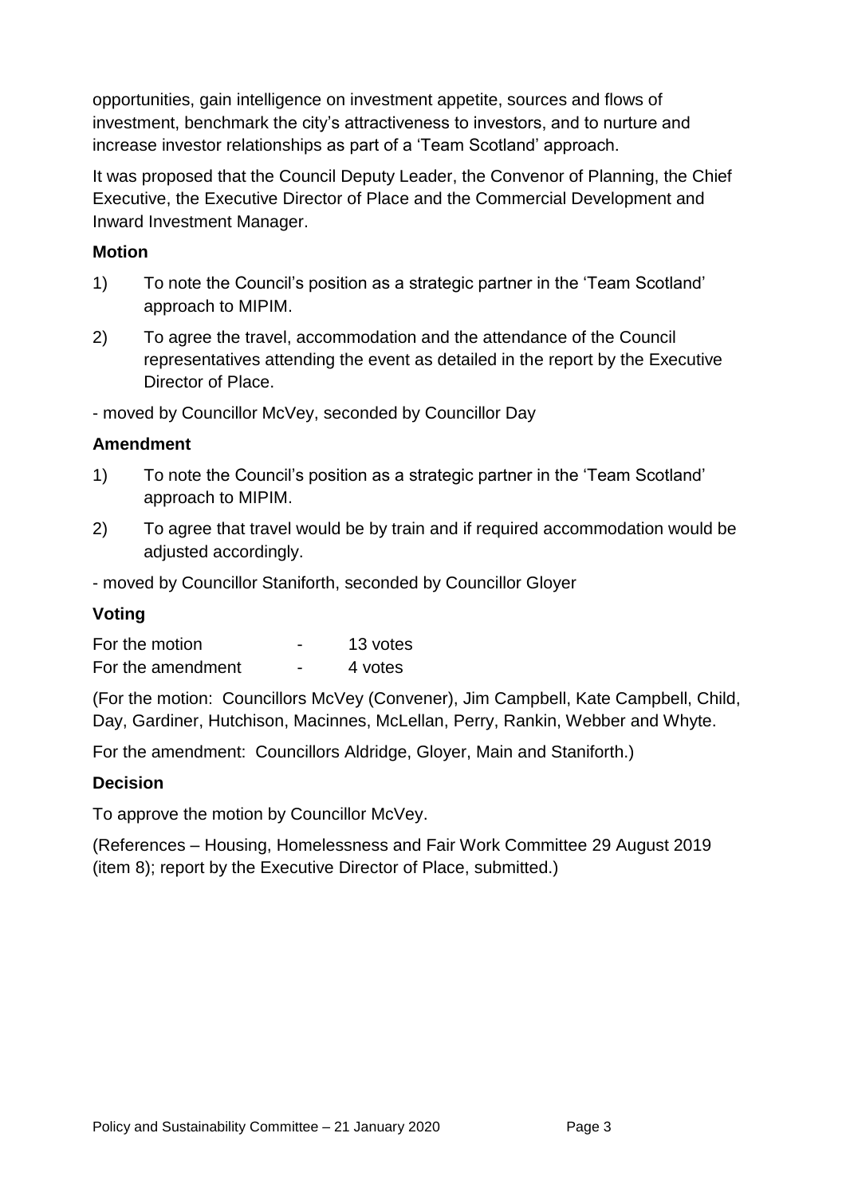opportunities, gain intelligence on investment appetite, sources and flows of investment, benchmark the city's attractiveness to investors, and to nurture and increase investor relationships as part of a 'Team Scotland' approach.

It was proposed that the Council Deputy Leader, the Convenor of Planning, the Chief Executive, the Executive Director of Place and the Commercial Development and Inward Investment Manager.

**Motion**

1) To note the Council's position as a strategic partner in the 'Team Scotland' approach to MIPIM.

2) To agree the travel, accommodation and the attendance of the Council representatives attending the event as detailed in the report by the Executive Director of Place.

- moved by Councillor McVey, seconded by Councillor Day

**Amendment**

1) To note the Council's position as a strategic partner in the 'Team Scotland' approach to MIPIM.

2) To agree that travel would be by train and if required accommodation would be adjusted accordingly.

- moved by Councillor Staniforth, seconded by Councillor Gloyer

**Voting**

| | | |
|---|---|---|
| For the motion | - | 13 votes |
| For the amendment | - | 4 votes |

(For the motion: Councillors McVey (Convener), Jim Campbell, Kate Campbell, Child, Day, Gardiner, Hutchison, Macinnes, McLellan, Perry, Rankin, Webber and Whyte.

For the amendment: Councillors Aldridge, Gloyer, Main and Staniforth.)

**Decision**

To approve the motion by Councillor McVey.

(References – Housing, Homelessness and Fair Work Committee 29 August 2019 (item 8); report by the Executive Director of Place, submitted.)